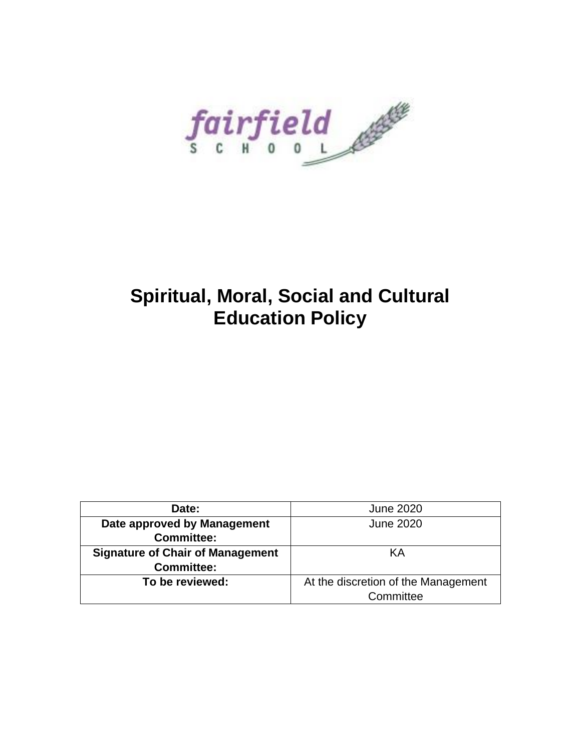fairfield

SCHOOL

# Spiritual, Moral, Social and Cultural Education Policy

| Date: | June 2020 |
| --- | --- |
| Date approved by Management Committee: | June 2020 |
| Signature of Chair of Management Committee: | KA |
| To be reviewed: | At the discretion of the Management Committee |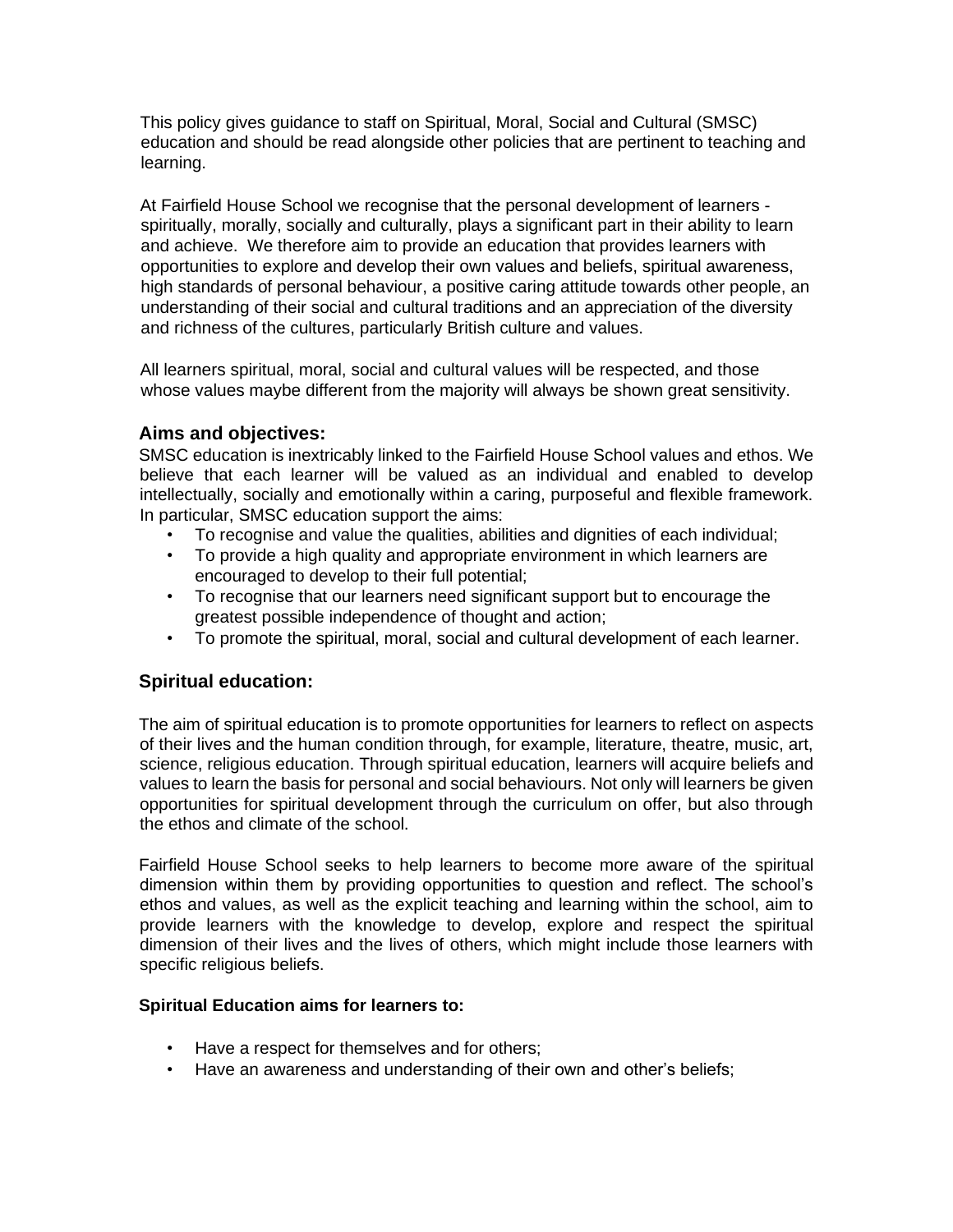This policy gives guidance to staff on Spiritual, Moral, Social and Cultural (SMSC) education and should be read alongside other policies that are pertinent to teaching and learning.

At Fairfield House School we recognise that the personal development of learners - spiritually, morally, socially and culturally, plays a significant part in their ability to learn and achieve. We therefore aim to provide an education that provides learners with opportunities to explore and develop their own values and beliefs, spiritual awareness, high standards of personal behaviour, a positive caring attitude towards other people, an understanding of their social and cultural traditions and an appreciation of the diversity and richness of the cultures, particularly British culture and values.

All learners spiritual, moral, social and cultural values will be respected, and those whose values maybe different from the majority will always be shown great sensitivity.

## Aims and objectives:

SMSC education is inextricably linked to the Fairfield House School values and ethos. We believe that each learner will be valued as an individual and enabled to develop intellectually, socially and emotionally within a caring, purposeful and flexible framework. In particular, SMSC education support the aims:

- To recognise and value the qualities, abilities and dignities of each individual;
- To provide a high quality and appropriate environment in which learners are encouraged to develop to their full potential;
- To recognise that our learners need significant support but to encourage the greatest possible independence of thought and action;
- To promote the spiritual, moral, social and cultural development of each learner.

## Spiritual education:

The aim of spiritual education is to promote opportunities for learners to reflect on aspects of their lives and the human condition through, for example, literature, theatre, music, art, science, religious education. Through spiritual education, learners will acquire beliefs and values to learn the basis for personal and social behaviours. Not only will learners be given opportunities for spiritual development through the curriculum on offer, but also through the ethos and climate of the school.

Fairfield House School seeks to help learners to become more aware of the spiritual dimension within them by providing opportunities to question and reflect. The school's ethos and values, as well as the explicit teaching and learning within the school, aim to provide learners with the knowledge to develop, explore and respect the spiritual dimension of their lives and the lives of others, which might include those learners with specific religious beliefs.

**Spiritual Education aims for learners to:**

- Have a respect for themselves and for others;
- Have an awareness and understanding of their own and other's beliefs;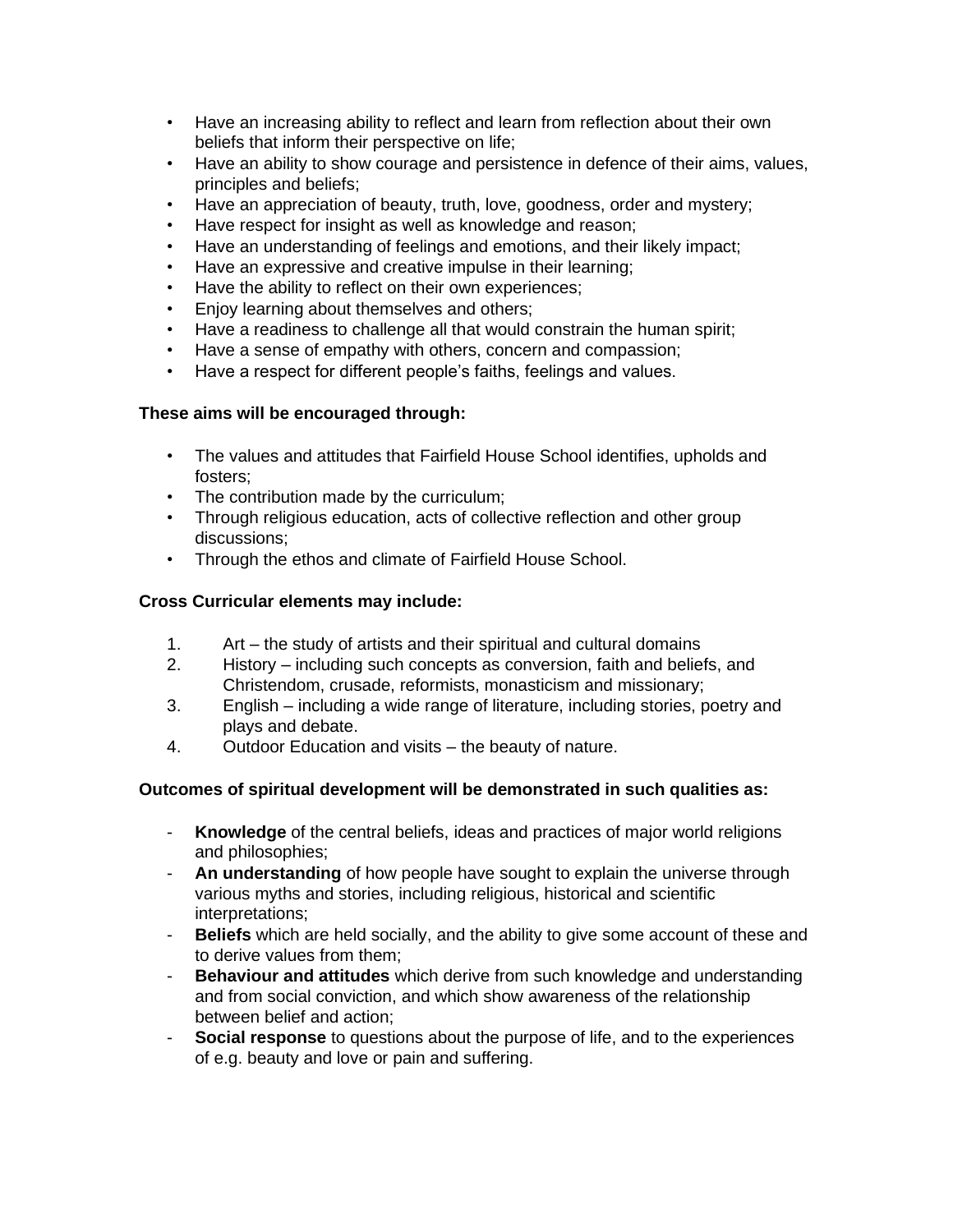- Have an increasing ability to reflect and learn from reflection about their own beliefs that inform their perspective on life;
- Have an ability to show courage and persistence in defence of their aims, values, principles and beliefs;
- Have an appreciation of beauty, truth, love, goodness, order and mystery;
- Have respect for insight as well as knowledge and reason;
- Have an understanding of feelings and emotions, and their likely impact;
- Have an expressive and creative impulse in their learning;
- Have the ability to reflect on their own experiences;
- Enjoy learning about themselves and others;
- Have a readiness to challenge all that would constrain the human spirit;
- Have a sense of empathy with others, concern and compassion;
- Have a respect for different people's faiths, feelings and values.

**These aims will be encouraged through:**

- The values and attitudes that Fairfield House School identifies, upholds and fosters;
- The contribution made by the curriculum;
- Through religious education, acts of collective reflection and other group discussions;
- Through the ethos and climate of Fairfield House School.

**Cross Curricular elements may include:**

1. Art – the study of artists and their spiritual and cultural domains
2. History – including such concepts as conversion, faith and beliefs, and Christendom, crusade, reformists, monasticism and missionary;
3. English – including a wide range of literature, including stories, poetry and plays and debate.
4. Outdoor Education and visits – the beauty of nature.

**Outcomes of spiritual development will be demonstrated in such qualities as:**

- **Knowledge** of the central beliefs, ideas and practices of major world religions and philosophies;
- **An understanding** of how people have sought to explain the universe through various myths and stories, including religious, historical and scientific interpretations;
- **Beliefs** which are held socially, and the ability to give some account of these and to derive values from them;
- **Behaviour and attitudes** which derive from such knowledge and understanding and from social conviction, and which show awareness of the relationship between belief and action;
- **Social response** to questions about the purpose of life, and to the experiences of e.g. beauty and love or pain and suffering.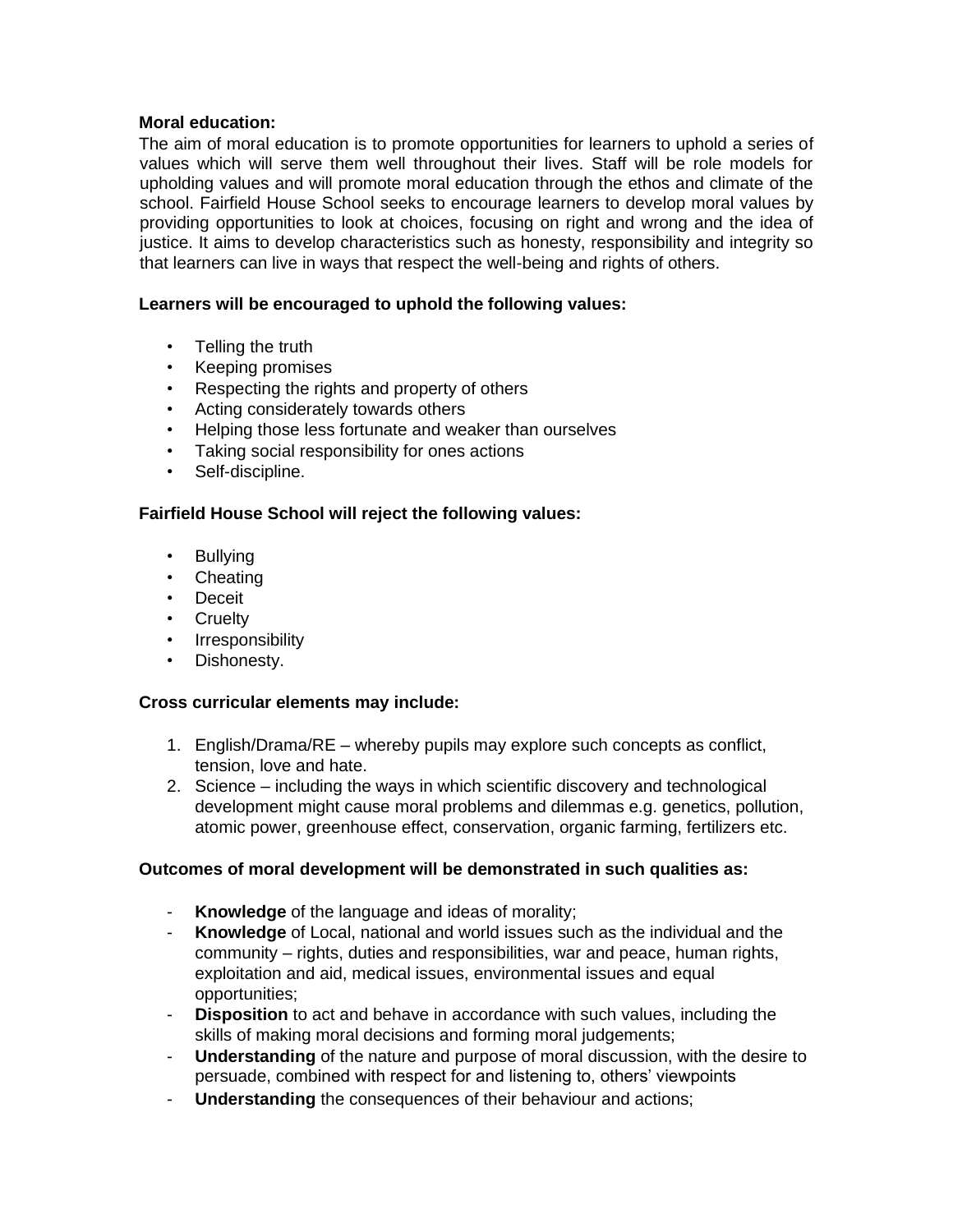**Moral education:**

The aim of moral education is to promote opportunities for learners to uphold a series of values which will serve them well throughout their lives. Staff will be role models for upholding values and will promote moral education through the ethos and climate of the school. Fairfield House School seeks to encourage learners to develop moral values by providing opportunities to look at choices, focusing on right and wrong and the idea of justice. It aims to develop characteristics such as honesty, responsibility and integrity so that learners can live in ways that respect the well-being and rights of others.

**Learners will be encouraged to uphold the following values:**

- Telling the truth
- Keeping promises
- Respecting the rights and property of others
- Acting considerately towards others
- Helping those less fortunate and weaker than ourselves
- Taking social responsibility for ones actions
- Self-discipline.

**Fairfield House School will reject the following values:**

- Bullying
- Cheating
- Deceit
- Cruelty
- Irresponsibility
- Dishonesty.

**Cross curricular elements may include:**

1. English/Drama/RE – whereby pupils may explore such concepts as conflict, tension, love and hate.
2. Science – including the ways in which scientific discovery and technological development might cause moral problems and dilemmas e.g. genetics, pollution, atomic power, greenhouse effect, conservation, organic farming, fertilizers etc.

**Outcomes of moral development will be demonstrated in such qualities as:**

- **Knowledge** of the language and ideas of morality;
- **Knowledge** of Local, national and world issues such as the individual and the community – rights, duties and responsibilities, war and peace, human rights, exploitation and aid, medical issues, environmental issues and equal opportunities;
- **Disposition** to act and behave in accordance with such values, including the skills of making moral decisions and forming moral judgements;
- **Understanding** of the nature and purpose of moral discussion, with the desire to persuade, combined with respect for and listening to, others' viewpoints
- **Understanding** the consequences of their behaviour and actions;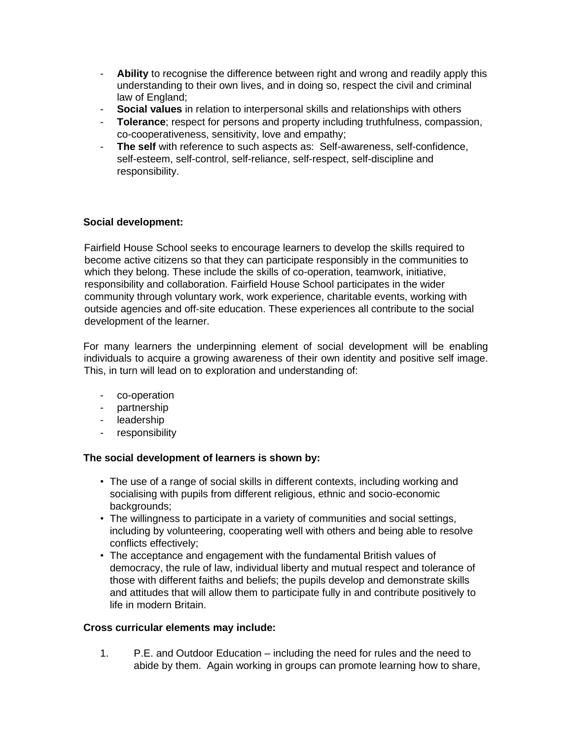- **Ability** to recognise the difference between right and wrong and readily apply this understanding to their own lives, and in doing so, respect the civil and criminal law of England;
- **Social values** in relation to interpersonal skills and relationships with others
- **Tolerance**; respect for persons and property including truthfulness, compassion, co-cooperativeness, sensitivity, love and empathy;
- **The self** with reference to such aspects as: Self-awareness, self-confidence, self-esteem, self-control, self-reliance, self-respect, self-discipline and responsibility.

**Social development:**

Fairfield House School seeks to encourage learners to develop the skills required to become active citizens so that they can participate responsibly in the communities to which they belong. These include the skills of co-operation, teamwork, initiative, responsibility and collaboration. Fairfield House School participates in the wider community through voluntary work, work experience, charitable events, working with outside agencies and off-site education. These experiences all contribute to the social development of the learner.

For many learners the underpinning element of social development will be enabling individuals to acquire a growing awareness of their own identity and positive self image. This, in turn will lead on to exploration and understanding of:

- co-operation
- partnership
- leadership
- responsibility

**The social development of learners is shown by:**

- The use of a range of social skills in different contexts, including working and socialising with pupils from different religious, ethnic and socio-economic backgrounds;
- The willingness to participate in a variety of communities and social settings, including by volunteering, cooperating well with others and being able to resolve conflicts effectively;
- The acceptance and engagement with the fundamental British values of democracy, the rule of law, individual liberty and mutual respect and tolerance of those with different faiths and beliefs; the pupils develop and demonstrate skills and attitudes that will allow them to participate fully in and contribute positively to life in modern Britain.

**Cross curricular elements may include:**

1. P.E. and Outdoor Education – including the need for rules and the need to abide by them. Again working in groups can promote learning how to share,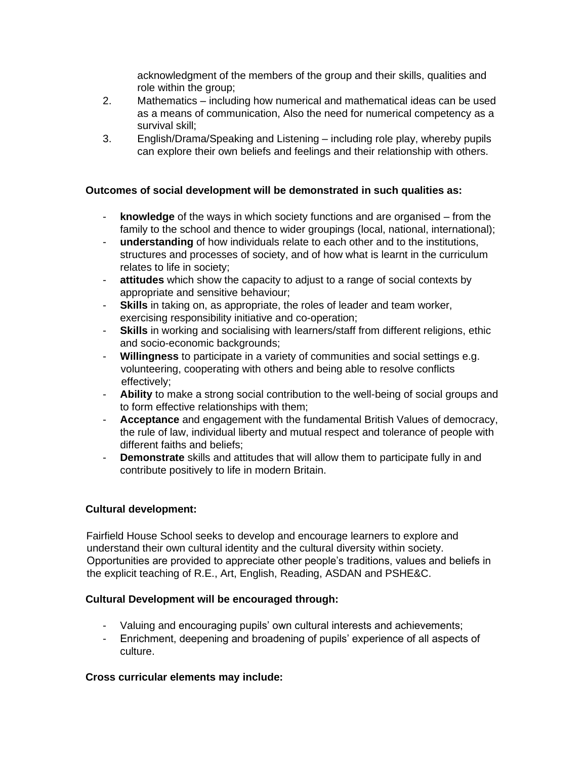acknowledgment of the members of the group and their skills, qualities and role within the group;

2. Mathematics – including how numerical and mathematical ideas can be used as a means of communication, Also the need for numerical competency as a survival skill;
3. English/Drama/Speaking and Listening – including role play, whereby pupils can explore their own beliefs and feelings and their relationship with others.

**Outcomes of social development will be demonstrated in such qualities as:**

- **knowledge** of the ways in which society functions and are organised – from the family to the school and thence to wider groupings (local, national, international);
- **understanding** of how individuals relate to each other and to the institutions, structures and processes of society, and of how what is learnt in the curriculum relates to life in society;
- **attitudes** which show the capacity to adjust to a range of social contexts by appropriate and sensitive behaviour;
- **Skills** in taking on, as appropriate, the roles of leader and team worker, exercising responsibility initiative and co-operation;
- **Skills** in working and socialising with learners/staff from different religions, ethic and socio-economic backgrounds;
- **Willingness** to participate in a variety of communities and social settings e.g. volunteering, cooperating with others and being able to resolve conflicts effectively;
- **Ability** to make a strong social contribution to the well-being of social groups and to form effective relationships with them;
- **Acceptance** and engagement with the fundamental British Values of democracy, the rule of law, individual liberty and mutual respect and tolerance of people with different faiths and beliefs;
- **Demonstrate** skills and attitudes that will allow them to participate fully in and contribute positively to life in modern Britain.

**Cultural development:**

Fairfield House School seeks to develop and encourage learners to explore and understand their own cultural identity and the cultural diversity within society. Opportunities are provided to appreciate other people's traditions, values and beliefs in the explicit teaching of R.E., Art, English, Reading, ASDAN and PSHE&C.

**Cultural Development will be encouraged through:**

- Valuing and encouraging pupils' own cultural interests and achievements;
- Enrichment, deepening and broadening of pupils' experience of all aspects of culture.

**Cross curricular elements may include:**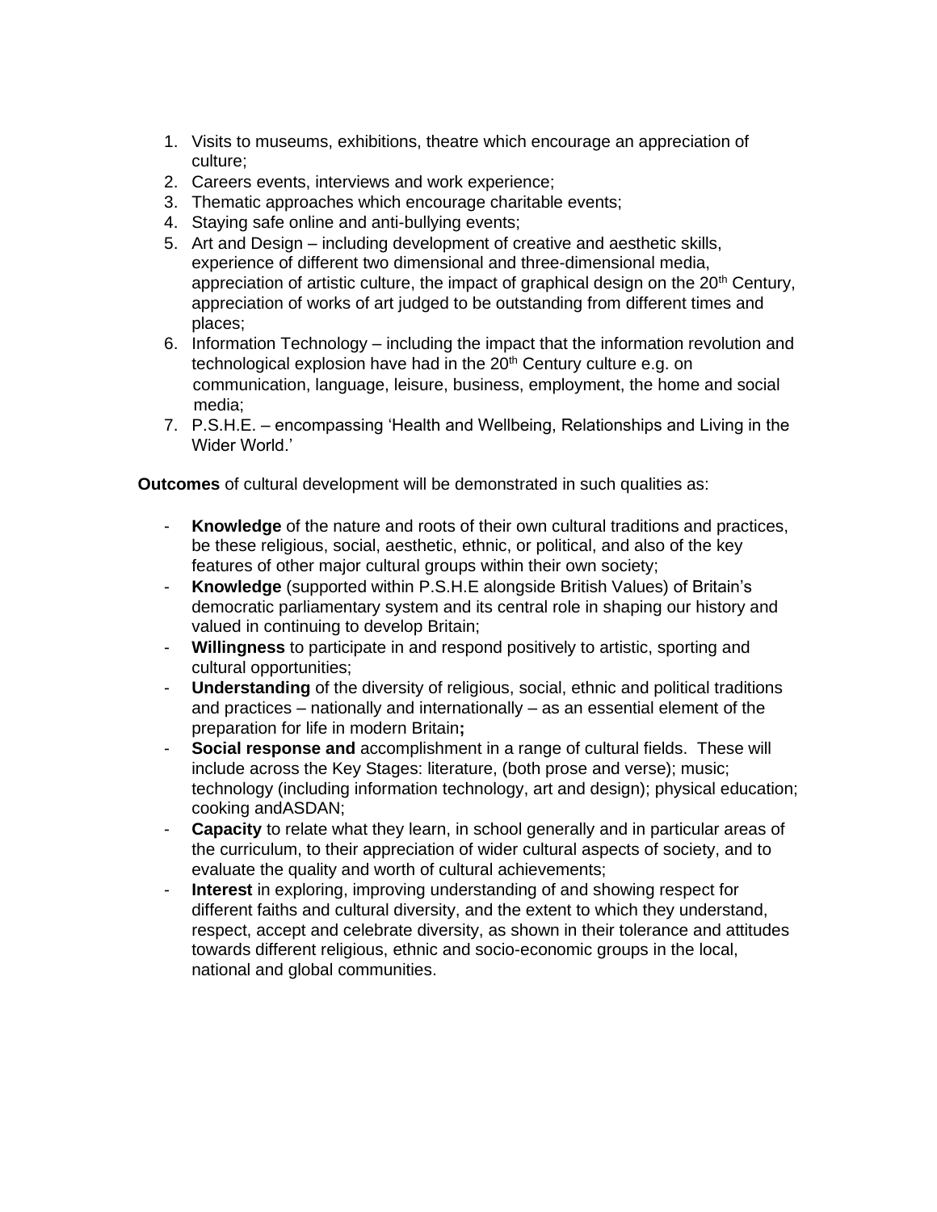1. Visits to museums, exhibitions, theatre which encourage an appreciation of culture;
2. Careers events, interviews and work experience;
3. Thematic approaches which encourage charitable events;
4. Staying safe online and anti-bullying events;
5. Art and Design – including development of creative and aesthetic skills, experience of different two dimensional and three-dimensional media, appreciation of artistic culture, the impact of graphical design on the 20th Century, appreciation of works of art judged to be outstanding from different times and places;
6. Information Technology – including the impact that the information revolution and technological explosion have had in the 20th Century culture e.g. on communication, language, leisure, business, employment, the home and social media;
7. P.S.H.E. – encompassing 'Health and Wellbeing, Relationships and Living in the Wider World.'

**Outcomes** of cultural development will be demonstrated in such qualities as:

- **Knowledge** of the nature and roots of their own cultural traditions and practices, be these religious, social, aesthetic, ethnic, or political, and also of the key features of other major cultural groups within their own society;
- **Knowledge** (supported within P.S.H.E alongside British Values) of Britain's democratic parliamentary system and its central role in shaping our history and valued in continuing to develop Britain;
- **Willingness** to participate in and respond positively to artistic, sporting and cultural opportunities;
- **Understanding** of the diversity of religious, social, ethnic and political traditions and practices – nationally and internationally – as an essential element of the preparation for life in modern Britain**;**
- **Social response and** accomplishment in a range of cultural fields. These will include across the Key Stages: literature, (both prose and verse); music; technology (including information technology, art and design); physical education; cooking andASDAN;
- **Capacity** to relate what they learn, in school generally and in particular areas of the curriculum, to their appreciation of wider cultural aspects of society, and to evaluate the quality and worth of cultural achievements;
- **Interest** in exploring, improving understanding of and showing respect for different faiths and cultural diversity, and the extent to which they understand, respect, accept and celebrate diversity, as shown in their tolerance and attitudes towards different religious, ethnic and socio-economic groups in the local, national and global communities.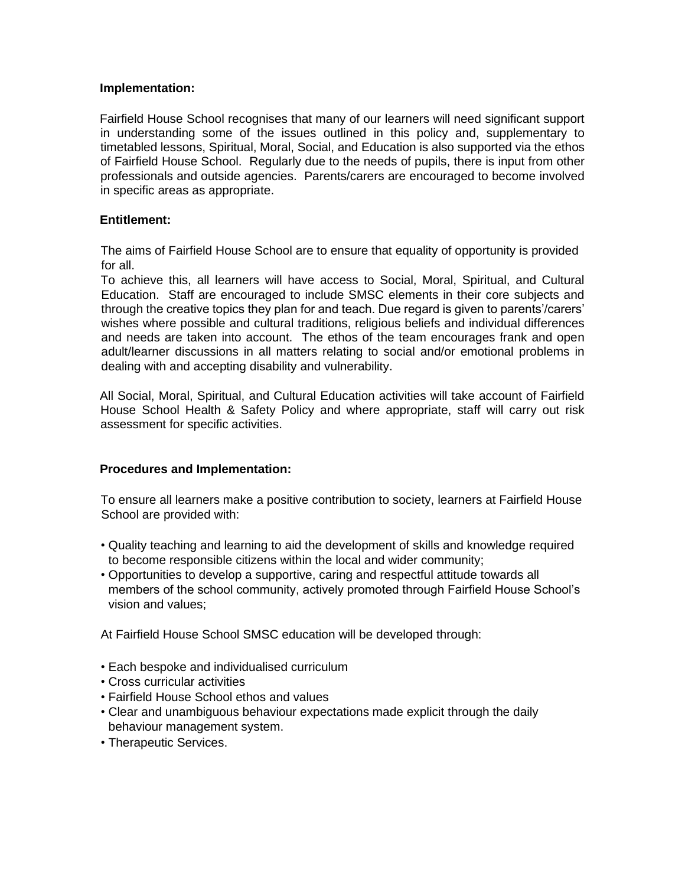**Implementation:**

Fairfield House School recognises that many of our learners will need significant support in understanding some of the issues outlined in this policy and, supplementary to timetabled lessons, Spiritual, Moral, Social, and Education is also supported via the ethos of Fairfield House School. Regularly due to the needs of pupils, there is input from other professionals and outside agencies. Parents/carers are encouraged to become involved in specific areas as appropriate.

**Entitlement:**

The aims of Fairfield House School are to ensure that equality of opportunity is provided for all.

To achieve this, all learners will have access to Social, Moral, Spiritual, and Cultural Education. Staff are encouraged to include SMSC elements in their core subjects and through the creative topics they plan for and teach. Due regard is given to parents'/carers' wishes where possible and cultural traditions, religious beliefs and individual differences and needs are taken into account. The ethos of the team encourages frank and open adult/learner discussions in all matters relating to social and/or emotional problems in dealing with and accepting disability and vulnerability.

All Social, Moral, Spiritual, and Cultural Education activities will take account of Fairfield House School Health & Safety Policy and where appropriate, staff will carry out risk assessment for specific activities.

**Procedures and Implementation:**

To ensure all learners make a positive contribution to society, learners at Fairfield House School are provided with:

- Quality teaching and learning to aid the development of skills and knowledge required to become responsible citizens within the local and wider community;
- Opportunities to develop a supportive, caring and respectful attitude towards all members of the school community, actively promoted through Fairfield House School's vision and values;

At Fairfield House School SMSC education will be developed through:

- Each bespoke and individualised curriculum
- Cross curricular activities
- Fairfield House School ethos and values
- Clear and unambiguous behaviour expectations made explicit through the daily behaviour management system.
- Therapeutic Services.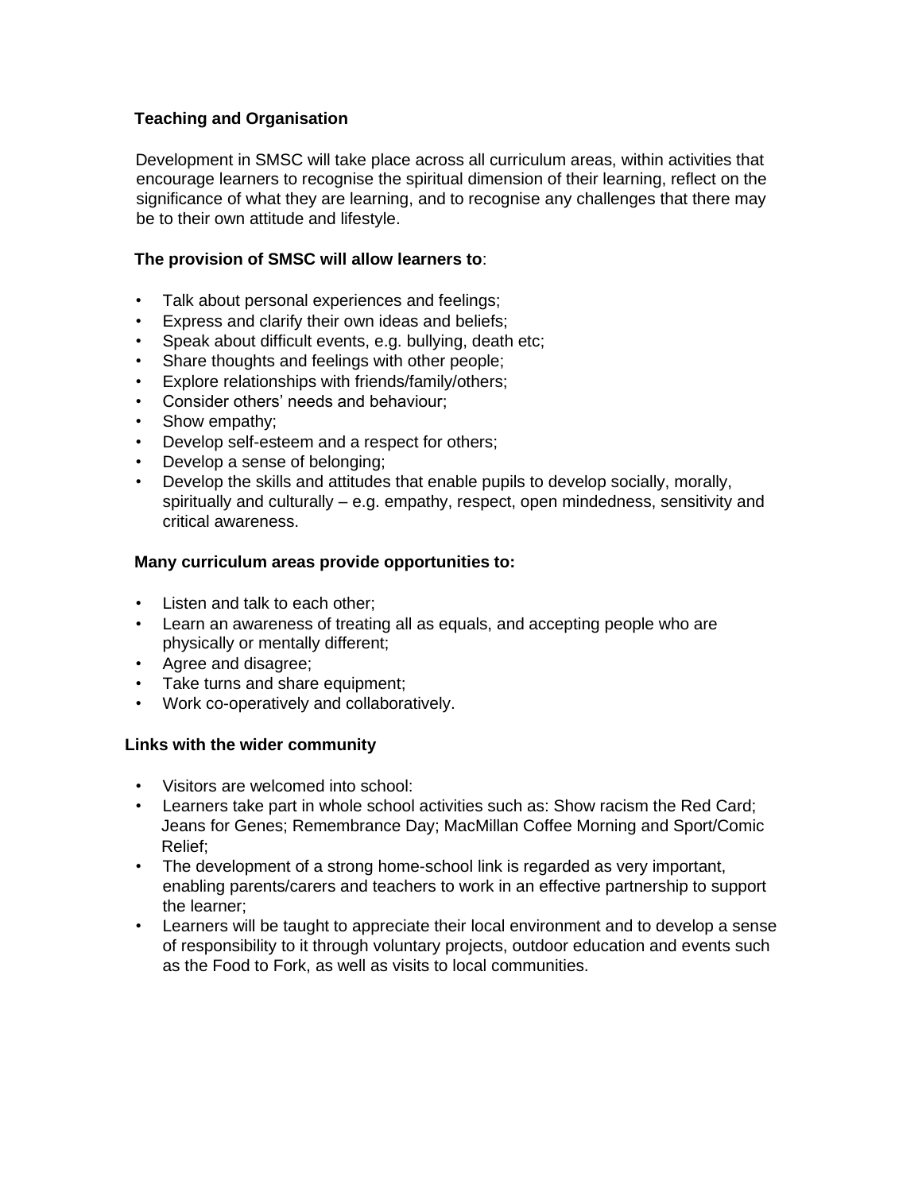**Teaching and Organisation**

Development in SMSC will take place across all curriculum areas, within activities that encourage learners to recognise the spiritual dimension of their learning, reflect on the significance of what they are learning, and to recognise any challenges that there may be to their own attitude and lifestyle.

**The provision of SMSC will allow learners to**:

- Talk about personal experiences and feelings;
- Express and clarify their own ideas and beliefs;
- Speak about difficult events, e.g. bullying, death etc;
- Share thoughts and feelings with other people;
- Explore relationships with friends/family/others;
- Consider others' needs and behaviour;
- Show empathy;
- Develop self-esteem and a respect for others;
- Develop a sense of belonging;
- Develop the skills and attitudes that enable pupils to develop socially, morally, spiritually and culturally – e.g. empathy, respect, open mindedness, sensitivity and critical awareness.

**Many curriculum areas provide opportunities to:**

- Listen and talk to each other;
- Learn an awareness of treating all as equals, and accepting people who are physically or mentally different;
- Agree and disagree;
- Take turns and share equipment;
- Work co-operatively and collaboratively.

**Links with the wider community**

- Visitors are welcomed into school:
- Learners take part in whole school activities such as: Show racism the Red Card; Jeans for Genes; Remembrance Day; MacMillan Coffee Morning and Sport/Comic Relief;
- The development of a strong home-school link is regarded as very important, enabling parents/carers and teachers to work in an effective partnership to support the learner;
- Learners will be taught to appreciate their local environment and to develop a sense of responsibility to it through voluntary projects, outdoor education and events such as the Food to Fork, as well as visits to local communities.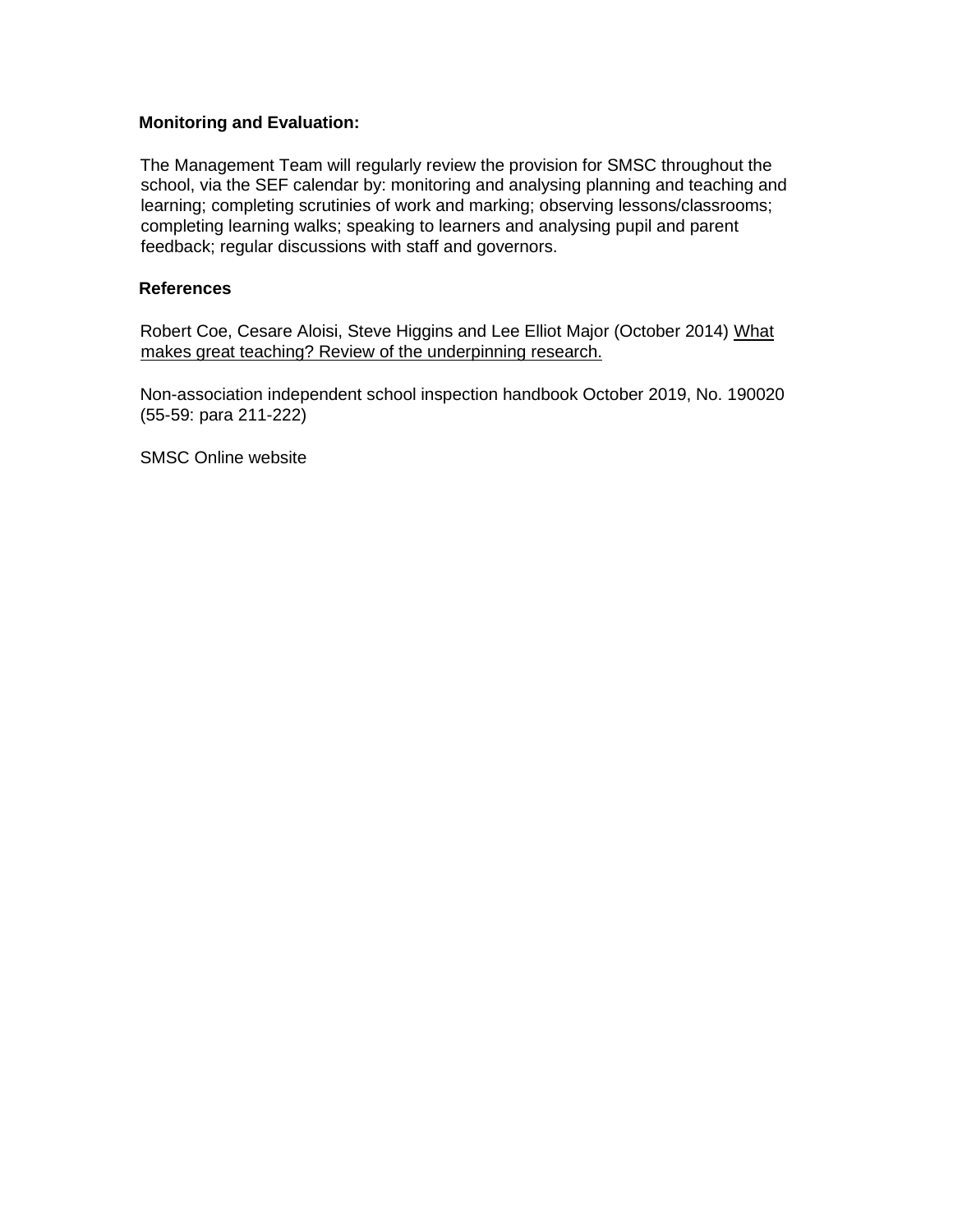**Monitoring and Evaluation:**

The Management Team will regularly review the provision for SMSC throughout the school, via the SEF calendar by: monitoring and analysing planning and teaching and learning; completing scrutinies of work and marking; observing lessons/classrooms; completing learning walks; speaking to learners and analysing pupil and parent feedback; regular discussions with staff and governors.

**References**

Robert Coe, Cesare Aloisi, Steve Higgins and Lee Elliot Major (October 2014) <u>What makes great teaching? Review of the underpinning research.</u>

Non-association independent school inspection handbook October 2019, No. 190020 (55-59: para 211-222)

SMSC Online website